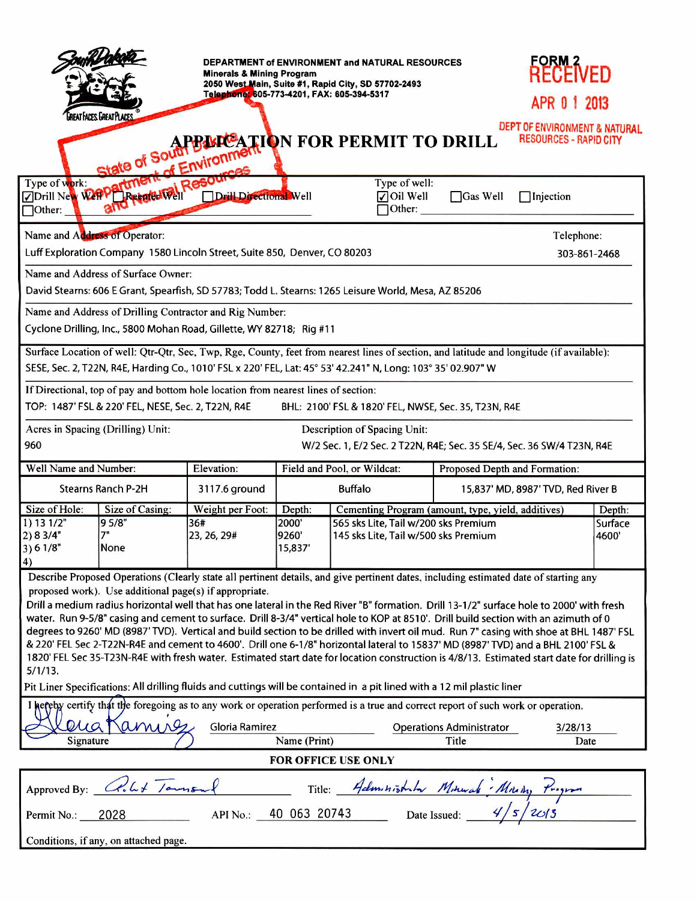DEPARTMENT of ENVIRONMENT and NATURAL RESOURCES
**Minerals & Mining Program**
**2050 West Main, Suite #1, Rapid City, SD 57702-2493**
**Telephone: 605-773-4201, FAX: 605-394-5317**

**FORM 2**

RECEIVED
APR 0 1 2013
DEPT OF ENVIRONMENT & NATURAL RESOURCES - RAPID CITY

State of South Dakota Department of Environment and Natural Resources

# APPLICATION FOR PERMIT TO DRILL

Type of work: ☑ Drill New Well ☐ Reenter Well ☐ Drill Directional Well ☐ Other:

Type of well: ☑ Oil Well ☐ Gas Well ☐ Injection ☐ Other:

Name and Address of Operator:
Luff Exploration Company 1580 Lincoln Street, Suite 850, Denver, CO 80203

Telephone: 303-861-2468

Name and Address of Surface Owner:
David Stearns: 606 E Grant, Spearfish, SD 57783; Todd L. Stearns: 1265 Leisure World, Mesa, AZ 85206

Name and Address of Drilling Contractor and Rig Number:
Cyclone Drilling, Inc., 5800 Mohan Road, Gillette, WY 82718; Rig #11

Surface Location of well: Qtr-Qtr, Sec, Twp, Rge, County, feet from nearest lines of section, and latitude and longitude (if available):
SESE, Sec. 2, T22N, R4E, Harding Co., 1010' FSL x 220' FEL, Lat: 45° 53' 42.241" N, Long: 103° 35' 02.907" W

If Directional, top of pay and bottom hole location from nearest lines of section:
TOP: 1487' FSL & 220' FEL, NESE, Sec. 2, T22N, R4E BHL: 2100' FSL & 1820' FEL, NWSE, Sec. 35, T23N, R4E

Acres in Spacing (Drilling) Unit: 960

Description of Spacing Unit: W/2 Sec. 1, E/2 Sec. 2 T22N, R4E; Sec. 35 SE/4, Sec. 36 SW/4 T23N, R4E

| Well Name and Number: | Elevation: | Field and Pool, or Wildcat: | Proposed Depth and Formation: |
|---|---|---|---|
| Stearns Ranch P-2H | 3117.6 ground | Buffalo | 15,837' MD, 8987' TVD, Red River B |

| Size of Hole: | Size of Casing: | Weight per Foot: | Depth: | Cementing Program (amount, type, yield, additives) | Depth: |
|---|---|---|---|---|---|
| 1) 13 1/2" | 9 5/8" | 36# | 2000' | 565 sks Lite, Tail w/200 sks Premium | Surface |
| 2) 8 3/4" | 7" | 23, 26, 29# | 9260' | 145 sks Lite, Tail w/500 sks Premium | 4600' |
| 3) 6 1/8" | None | | 15,837' | | |
| 4) | | | | | |

Describe Proposed Operations (Clearly state all pertinent details, and give pertinent dates, including estimated date of starting any proposed work). Use additional page(s) if appropriate.

Drill a medium radius horizontal well that has one lateral in the Red River "B" formation. Drill 13-1/2" surface hole to 2000' with fresh water. Run 9-5/8" casing and cement to surface. Drill 8-3/4" vertical hole to KOP at 8510'. Drill build section with an azimuth of 0 degrees to 9260' MD (8987' TVD). Vertical and build section to be drilled with invert oil mud. Run 7" casing with shoe at BHL 1487' FSL & 220' FEL Sec 2-T22N-R4E and cement to 4600'. Drill one 6-1/8" horizontal lateral to 15837' MD (8987' TVD) and a BHL 2100' FSL & 1820' FEL Sec 35-T23N-R4E with fresh water. Estimated start date for location construction is 4/8/13. Estimated start date for drilling is 5/1/13.

Pit Liner Specifications: All drilling fluids and cuttings will be contained in a pit lined with a 12 mil plastic liner

I hereby certify that the foregoing as to any work or operation performed is a true and correct report of such work or operation.

| Signature | Name (Print) | Title | Date |
|---|---|---|---|
| Gloria Ramirez | Gloria Ramirez | Operations Administrator | 3/28/13 |

**FOR OFFICE USE ONLY**

Approved By: Robert Townsend Title: Administrator Minerals & Mining Program

Permit No.: 2028 API No.: 40 063 20743 Date Issued: 4/5/2013

Conditions, if any, on attached page.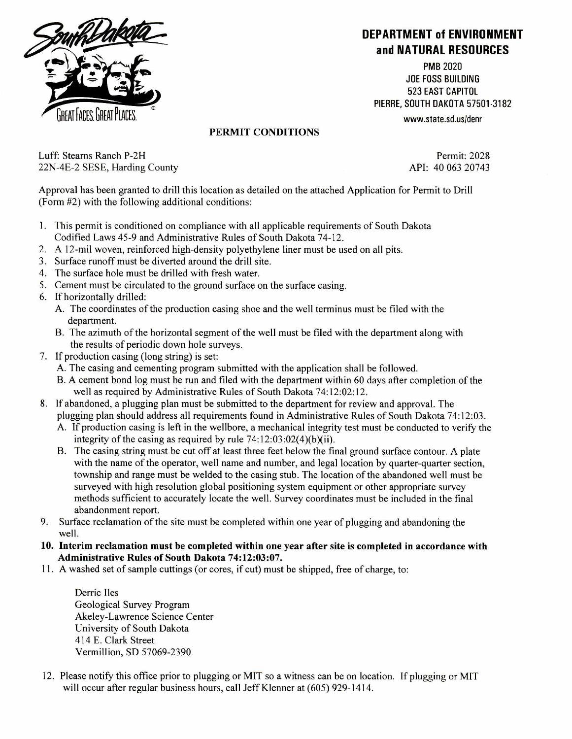**DEPARTMENT of ENVIRONMENT and NATURAL RESOURCES**

PMB 2020
JOE FOSS BUILDING
523 EAST CAPITOL
PIERRE, SOUTH DAKOTA 57501-3182
www.state.sd.us/denr

## PERMIT CONDITIONS

Luff: Stearns Ranch P-2H
22N-4E-2 SESE, Harding County

Permit: 2028
API: 40 063 20743

Approval has been granted to drill this location as detailed on the attached Application for Permit to Drill (Form #2) with the following additional conditions:

1. This permit is conditioned on compliance with all applicable requirements of South Dakota Codified Laws 45-9 and Administrative Rules of South Dakota 74-12.
2. A 12-mil woven, reinforced high-density polyethylene liner must be used on all pits.
3. Surface runoff must be diverted around the drill site.
4. The surface hole must be drilled with fresh water.
5. Cement must be circulated to the ground surface on the surface casing.
6. If horizontally drilled:
   A. The coordinates of the production casing shoe and the well terminus must be filed with the department.
   B. The azimuth of the horizontal segment of the well must be filed with the department along with the results of periodic down hole surveys.
7. If production casing (long string) is set:
   A. The casing and cementing program submitted with the application shall be followed.
   B. A cement bond log must be run and filed with the department within 60 days after completion of the well as required by Administrative Rules of South Dakota 74:12:02:12.
8. If abandoned, a plugging plan must be submitted to the department for review and approval. The plugging plan should address all requirements found in Administrative Rules of South Dakota 74:12:03.
   A. If production casing is left in the wellbore, a mechanical integrity test must be conducted to verify the integrity of the casing as required by rule 74:12:03:02(4)(b)(ii).
   B. The casing string must be cut off at least three feet below the final ground surface contour. A plate with the name of the operator, well name and number, and legal location by quarter-quarter section, township and range must be welded to the casing stub. The location of the abandoned well must be surveyed with high resolution global positioning system equipment or other appropriate survey methods sufficient to accurately locate the well. Survey coordinates must be included in the final abandonment report.
9. Surface reclamation of the site must be completed within one year of plugging and abandoning the well.
10. **Interim reclamation must be completed within one year after site is completed in accordance with Administrative Rules of South Dakota 74:12:03:07.**
11. A washed set of sample cuttings (or cores, if cut) must be shipped, free of charge, to:

    Derric Iles
    Geological Survey Program
    Akeley-Lawrence Science Center
    University of South Dakota
    414 E. Clark Street
    Vermillion, SD 57069-2390

12. Please notify this office prior to plugging or MIT so a witness can be on location. If plugging or MIT will occur after regular business hours, call Jeff Klenner at (605) 929-1414.